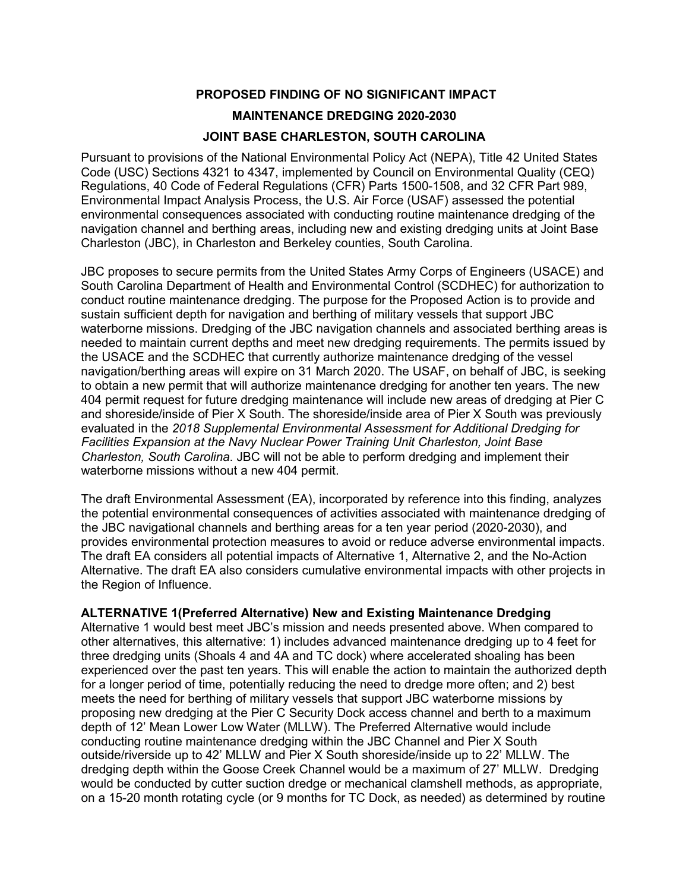# PROPOSED FINDING OF NO SIGNIFICANT IMPACT

# MAINTENANCE DREDGING 2020-2030

# JOINT BASE CHARLESTON, SOUTH CAROLINA

Pursuant to provisions of the National Environmental Policy Act (NEPA), Title 42 United States Code (USC) Sections 4321 to 4347, implemented by Council on Environmental Quality (CEQ) Regulations, 40 Code of Federal Regulations (CFR) Parts 1500-1508, and 32 CFR Part 989, Environmental Impact Analysis Process, the U.S. Air Force (USAF) assessed the potential environmental consequences associated with conducting routine maintenance dredging of the navigation channel and berthing areas, including new and existing dredging units at Joint Base Charleston (JBC), in Charleston and Berkeley counties, South Carolina.

JBC proposes to secure permits from the United States Army Corps of Engineers (USACE) and South Carolina Department of Health and Environmental Control (SCDHEC) for authorization to conduct routine maintenance dredging. The purpose for the Proposed Action is to provide and sustain sufficient depth for navigation and berthing of military vessels that support JBC waterborne missions. Dredging of the JBC navigation channels and associated berthing areas is needed to maintain current depths and meet new dredging requirements. The permits issued by the USACE and the SCDHEC that currently authorize maintenance dredging of the vessel navigation/berthing areas will expire on 31 March 2020. The USAF, on behalf of JBC, is seeking to obtain a new permit that will authorize maintenance dredging for another ten years. The new 404 permit request for future dredging maintenance will include new areas of dredging at Pier C and shoreside/inside of Pier X South. The shoreside/inside area of Pier X South was previously evaluated in the *2018 Supplemental Environmental Assessment for Additional Dredging for Facilities Expansion at the Navy Nuclear Power Training Unit Charleston, Joint Base Charleston, South Carolina*. JBC will not be able to perform dredging and implement their waterborne missions without a new 404 permit.

The draft Environmental Assessment (EA), incorporated by reference into this finding, analyzes the potential environmental consequences of activities associated with maintenance dredging of the JBC navigational channels and berthing areas for a ten year period (2020-2030), and provides environmental protection measures to avoid or reduce adverse environmental impacts. The draft EA considers all potential impacts of Alternative 1, Alternative 2, and the No-Action Alternative. The draft EA also considers cumulative environmental impacts with other projects in the Region of Influence.

**ALTERNATIVE 1(Preferred Alternative) New and Existing Maintenance Dredging**

Alternative 1 would best meet JBC's mission and needs presented above. When compared to other alternatives, this alternative: 1) includes advanced maintenance dredging up to 4 feet for three dredging units (Shoals 4 and 4A and TC dock) where accelerated shoaling has been experienced over the past ten years. This will enable the action to maintain the authorized depth for a longer period of time, potentially reducing the need to dredge more often; and 2) best meets the need for berthing of military vessels that support JBC waterborne missions by proposing new dredging at the Pier C Security Dock access channel and berth to a maximum depth of 12' Mean Lower Low Water (MLLW). The Preferred Alternative would include conducting routine maintenance dredging within the JBC Channel and Pier X South outside/riverside up to 42' MLLW and Pier X South shoreside/inside up to 22' MLLW. The dredging depth within the Goose Creek Channel would be a maximum of 27' MLLW. Dredging would be conducted by cutter suction dredge or mechanical clamshell methods, as appropriate, on a 15-20 month rotating cycle (or 9 months for TC Dock, as needed) as determined by routine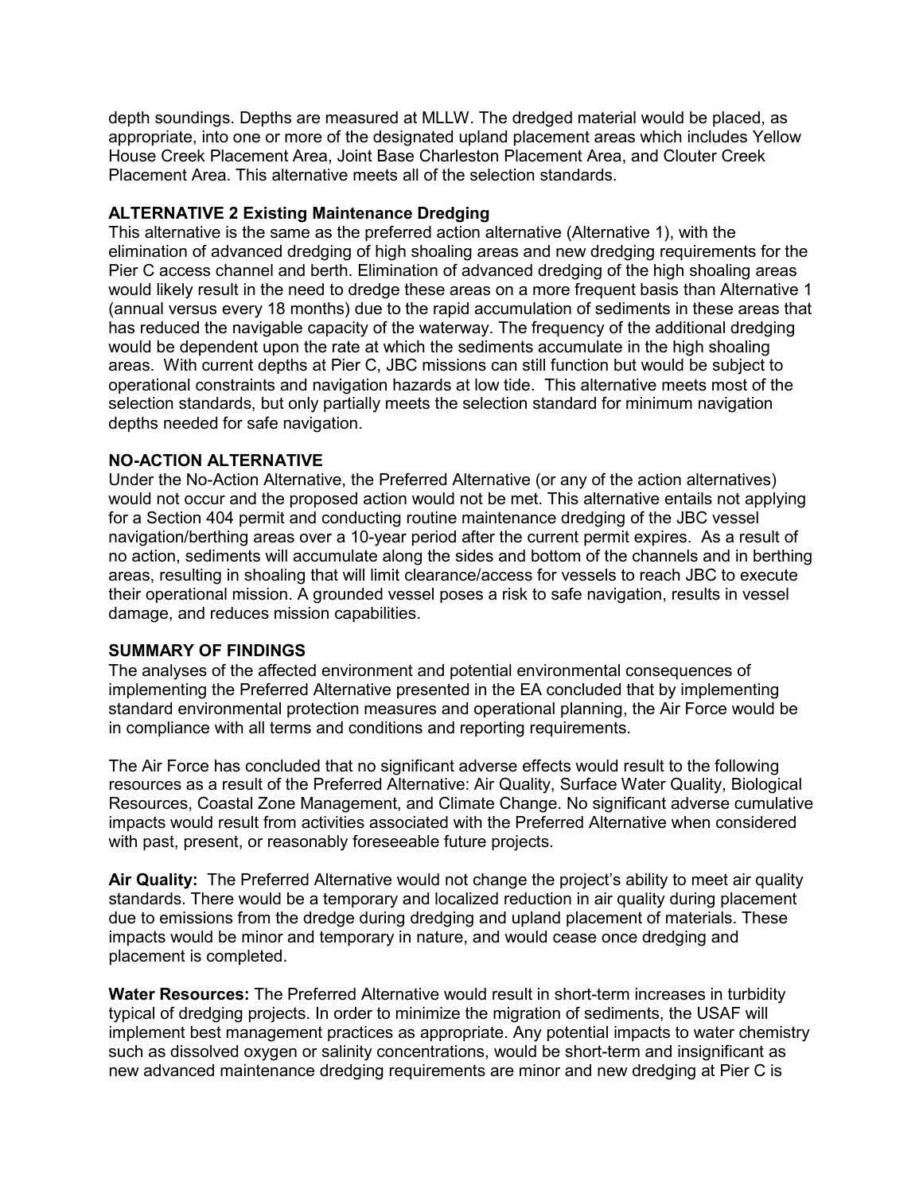depth soundings. Depths are measured at MLLW. The dredged material would be placed, as appropriate, into one or more of the designated upland placement areas which includes Yellow House Creek Placement Area, Joint Base Charleston Placement Area, and Clouter Creek Placement Area. This alternative meets all of the selection standards.

**ALTERNATIVE 2 Existing Maintenance Dredging**
This alternative is the same as the preferred action alternative (Alternative 1), with the elimination of advanced dredging of high shoaling areas and new dredging requirements for the Pier C access channel and berth. Elimination of advanced dredging of the high shoaling areas would likely result in the need to dredge these areas on a more frequent basis than Alternative 1 (annual versus every 18 months) due to the rapid accumulation of sediments in these areas that has reduced the navigable capacity of the waterway. The frequency of the additional dredging would be dependent upon the rate at which the sediments accumulate in the high shoaling areas. With current depths at Pier C, JBC missions can still function but would be subject to operational constraints and navigation hazards at low tide. This alternative meets most of the selection standards, but only partially meets the selection standard for minimum navigation depths needed for safe navigation.

**NO-ACTION ALTERNATIVE**
Under the No-Action Alternative, the Preferred Alternative (or any of the action alternatives) would not occur and the proposed action would not be met. This alternative entails not applying for a Section 404 permit and conducting routine maintenance dredging of the JBC vessel navigation/berthing areas over a 10-year period after the current permit expires. As a result of no action, sediments will accumulate along the sides and bottom of the channels and in berthing areas, resulting in shoaling that will limit clearance/access for vessels to reach JBC to execute their operational mission. A grounded vessel poses a risk to safe navigation, results in vessel damage, and reduces mission capabilities.

**SUMMARY OF FINDINGS**
The analyses of the affected environment and potential environmental consequences of implementing the Preferred Alternative presented in the EA concluded that by implementing standard environmental protection measures and operational planning, the Air Force would be in compliance with all terms and conditions and reporting requirements.

The Air Force has concluded that no significant adverse effects would result to the following resources as a result of the Preferred Alternative: Air Quality, Surface Water Quality, Biological Resources, Coastal Zone Management, and Climate Change. No significant adverse cumulative impacts would result from activities associated with the Preferred Alternative when considered with past, present, or reasonably foreseeable future projects.

**Air Quality:** The Preferred Alternative would not change the project's ability to meet air quality standards. There would be a temporary and localized reduction in air quality during placement due to emissions from the dredge during dredging and upland placement of materials. These impacts would be minor and temporary in nature, and would cease once dredging and placement is completed.

**Water Resources:** The Preferred Alternative would result in short-term increases in turbidity typical of dredging projects. In order to minimize the migration of sediments, the USAF will implement best management practices as appropriate. Any potential impacts to water chemistry such as dissolved oxygen or salinity concentrations, would be short-term and insignificant as new advanced maintenance dredging requirements are minor and new dredging at Pier C is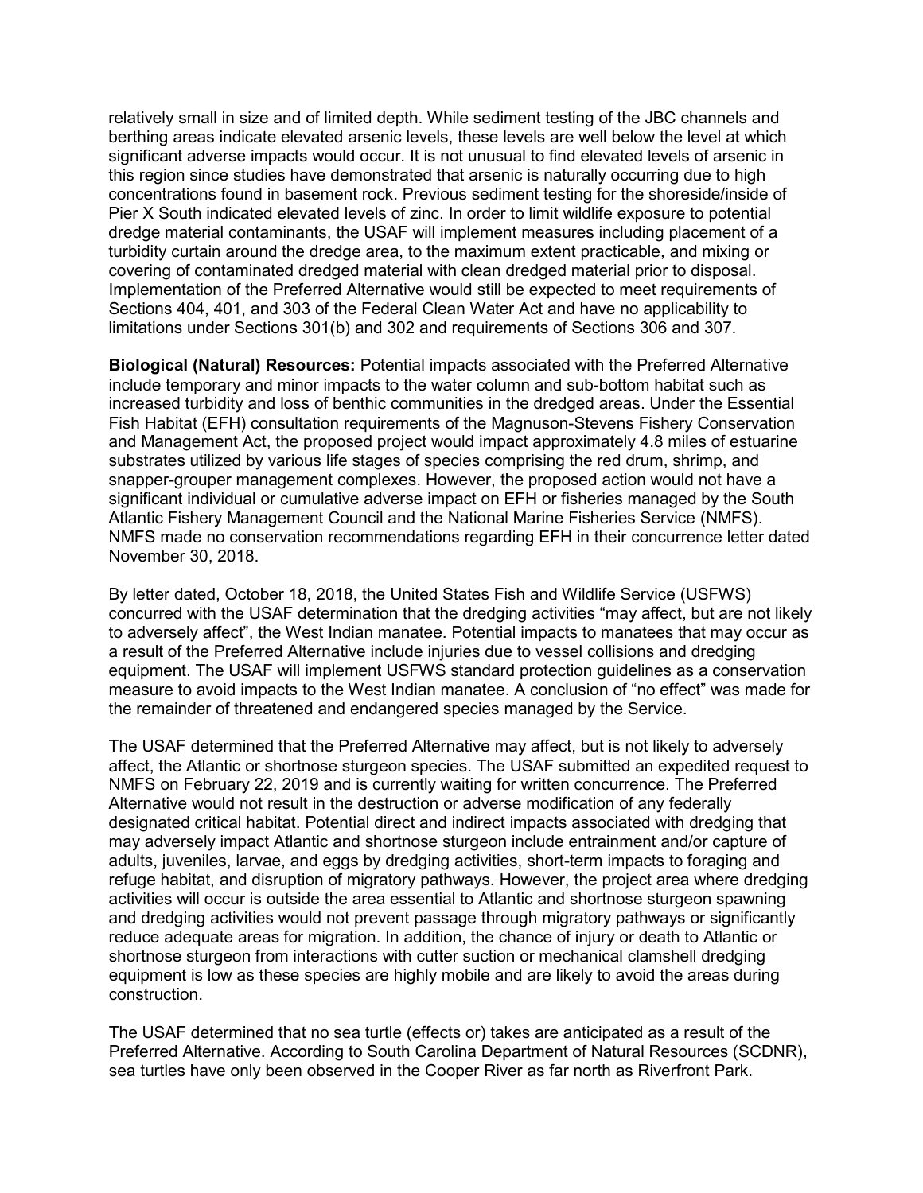relatively small in size and of limited depth. While sediment testing of the JBC channels and berthing areas indicate elevated arsenic levels, these levels are well below the level at which significant adverse impacts would occur. It is not unusual to find elevated levels of arsenic in this region since studies have demonstrated that arsenic is naturally occurring due to high concentrations found in basement rock. Previous sediment testing for the shoreside/inside of Pier X South indicated elevated levels of zinc. In order to limit wildlife exposure to potential dredge material contaminants, the USAF will implement measures including placement of a turbidity curtain around the dredge area, to the maximum extent practicable, and mixing or covering of contaminated dredged material with clean dredged material prior to disposal. Implementation of the Preferred Alternative would still be expected to meet requirements of Sections 404, 401, and 303 of the Federal Clean Water Act and have no applicability to limitations under Sections 301(b) and 302 and requirements of Sections 306 and 307.

**Biological (Natural) Resources:** Potential impacts associated with the Preferred Alternative include temporary and minor impacts to the water column and sub-bottom habitat such as increased turbidity and loss of benthic communities in the dredged areas. Under the Essential Fish Habitat (EFH) consultation requirements of the Magnuson-Stevens Fishery Conservation and Management Act, the proposed project would impact approximately 4.8 miles of estuarine substrates utilized by various life stages of species comprising the red drum, shrimp, and snapper-grouper management complexes. However, the proposed action would not have a significant individual or cumulative adverse impact on EFH or fisheries managed by the South Atlantic Fishery Management Council and the National Marine Fisheries Service (NMFS). NMFS made no conservation recommendations regarding EFH in their concurrence letter dated November 30, 2018.

By letter dated, October 18, 2018, the United States Fish and Wildlife Service (USFWS) concurred with the USAF determination that the dredging activities "may affect, but are not likely to adversely affect", the West Indian manatee. Potential impacts to manatees that may occur as a result of the Preferred Alternative include injuries due to vessel collisions and dredging equipment. The USAF will implement USFWS standard protection guidelines as a conservation measure to avoid impacts to the West Indian manatee. A conclusion of "no effect" was made for the remainder of threatened and endangered species managed by the Service.

The USAF determined that the Preferred Alternative may affect, but is not likely to adversely affect, the Atlantic or shortnose sturgeon species. The USAF submitted an expedited request to NMFS on February 22, 2019 and is currently waiting for written concurrence. The Preferred Alternative would not result in the destruction or adverse modification of any federally designated critical habitat. Potential direct and indirect impacts associated with dredging that may adversely impact Atlantic and shortnose sturgeon include entrainment and/or capture of adults, juveniles, larvae, and eggs by dredging activities, short-term impacts to foraging and refuge habitat, and disruption of migratory pathways. However, the project area where dredging activities will occur is outside the area essential to Atlantic and shortnose sturgeon spawning and dredging activities would not prevent passage through migratory pathways or significantly reduce adequate areas for migration. In addition, the chance of injury or death to Atlantic or shortnose sturgeon from interactions with cutter suction or mechanical clamshell dredging equipment is low as these species are highly mobile and are likely to avoid the areas during construction.

The USAF determined that no sea turtle (effects or) takes are anticipated as a result of the Preferred Alternative. According to South Carolina Department of Natural Resources (SCDNR), sea turtles have only been observed in the Cooper River as far north as Riverfront Park.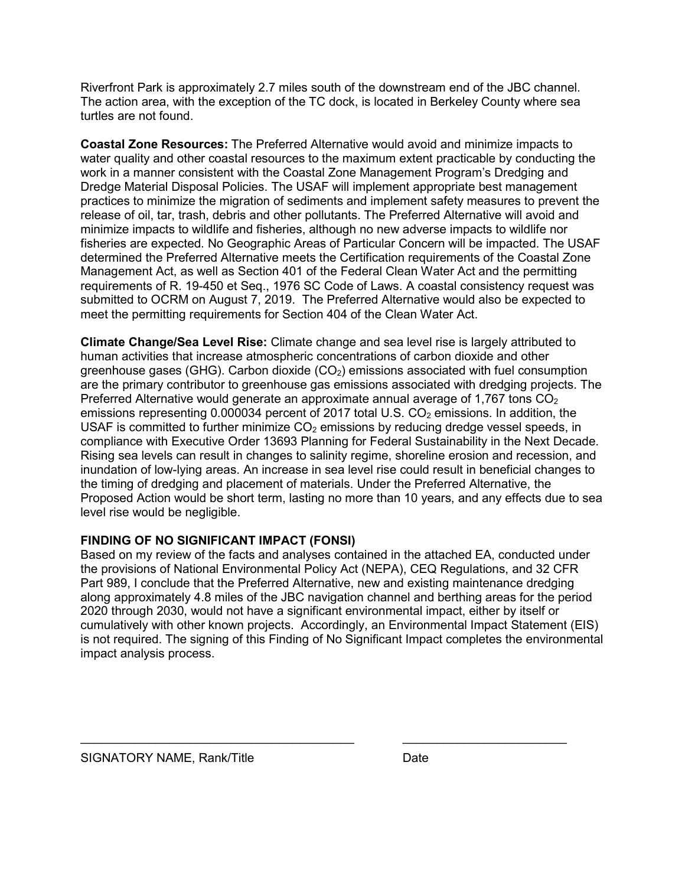Riverfront Park is approximately 2.7 miles south of the downstream end of the JBC channel. The action area, with the exception of the TC dock, is located in Berkeley County where sea turtles are not found.

**Coastal Zone Resources:** The Preferred Alternative would avoid and minimize impacts to water quality and other coastal resources to the maximum extent practicable by conducting the work in a manner consistent with the Coastal Zone Management Program's Dredging and Dredge Material Disposal Policies. The USAF will implement appropriate best management practices to minimize the migration of sediments and implement safety measures to prevent the release of oil, tar, trash, debris and other pollutants. The Preferred Alternative will avoid and minimize impacts to wildlife and fisheries, although no new adverse impacts to wildlife nor fisheries are expected. No Geographic Areas of Particular Concern will be impacted. The USAF determined the Preferred Alternative meets the Certification requirements of the Coastal Zone Management Act, as well as Section 401 of the Federal Clean Water Act and the permitting requirements of R. 19-450 et Seq., 1976 SC Code of Laws. A coastal consistency request was submitted to OCRM on August 7, 2019. The Preferred Alternative would also be expected to meet the permitting requirements for Section 404 of the Clean Water Act.

**Climate Change/Sea Level Rise:** Climate change and sea level rise is largely attributed to human activities that increase atmospheric concentrations of carbon dioxide and other greenhouse gases (GHG). Carbon dioxide ($CO_2$) emissions associated with fuel consumption are the primary contributor to greenhouse gas emissions associated with dredging projects. The Preferred Alternative would generate an approximate annual average of 1,767 tons $CO_2$ emissions representing 0.000034 percent of 2017 total U.S. $CO_2$ emissions. In addition, the USAF is committed to further minimize $CO_2$ emissions by reducing dredge vessel speeds, in compliance with Executive Order 13693 Planning for Federal Sustainability in the Next Decade. Rising sea levels can result in changes to salinity regime, shoreline erosion and recession, and inundation of low-lying areas. An increase in sea level rise could result in beneficial changes to the timing of dredging and placement of materials. Under the Preferred Alternative, the Proposed Action would be short term, lasting no more than 10 years, and any effects due to sea level rise would be negligible.

**FINDING OF NO SIGNIFICANT IMPACT (FONSI)**

Based on my review of the facts and analyses contained in the attached EA, conducted under the provisions of National Environmental Policy Act (NEPA), CEQ Regulations, and 32 CFR Part 989, I conclude that the Preferred Alternative, new and existing maintenance dredging along approximately 4.8 miles of the JBC navigation channel and berthing areas for the period 2020 through 2030, would not have a significant environmental impact, either by itself or cumulatively with other known projects. Accordingly, an Environmental Impact Statement (EIS) is not required. The signing of this Finding of No Significant Impact completes the environmental impact analysis process.

\_\_\_\_\_\_\_\_\_\_\_\_\_\_\_\_\_\_\_\_\_\_\_\_\_\_\_\_\_\_\_\_\_\_\_\_\_\_\_\_ \_\_\_\_\_\_\_\_\_\_\_\_\_\_\_\_\_\_\_\_\_\_\_\_\_

SIGNATORY NAME, Rank/Title Date